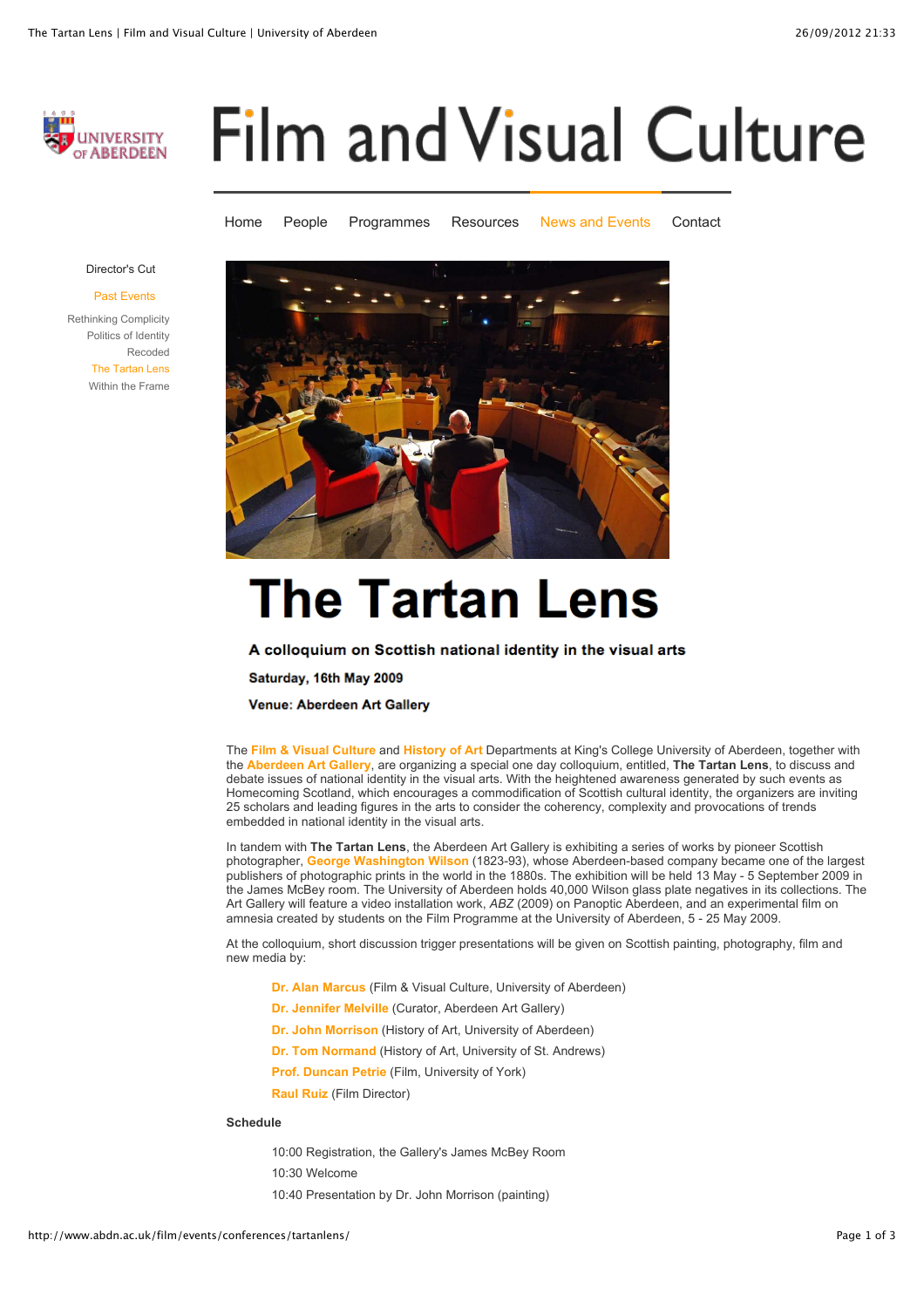Film and Visual Culture

Home People Programmes Resources News and Events Contact

Director's Cut

Past Events

- Rethinking Complicity
- Politics of Identity
- Recoded
- The Tartan Lens
- Within the Frame

# The Tartan Lens

**A colloquium on Scottish national identity in the visual arts**

**Saturday, 16th May 2009**

**Venue: Aberdeen Art Gallery**

The **Film & Visual Culture** and **History of Art** Departments at King's College University of Aberdeen, together with the **Aberdeen Art Gallery**, are organizing a special one day colloquium, entitled, **The Tartan Lens**, to discuss and debate issues of national identity in the visual arts. With the heightened awareness generated by such events as Homecoming Scotland, which encourages a commodification of Scottish cultural identity, the organizers are inviting 25 scholars and leading figures in the arts to consider the coherency, complexity and provocations of trends embedded in national identity in the visual arts.

In tandem with **The Tartan Lens**, the Aberdeen Art Gallery is exhibiting a series of works by pioneer Scottish photographer, **George Washington Wilson** (1823-93), whose Aberdeen-based company became one of the largest publishers of photographic prints in the world in the 1880s. The exhibition will be held 13 May - 5 September 2009 in the James McBey room. The University of Aberdeen holds 40,000 Wilson glass plate negatives in its collections. The Art Gallery will feature a video installation work, *ABZ* (2009) on Panoptic Aberdeen, and an experimental film on amnesia created by students on the Film Programme at the University of Aberdeen, 5 - 25 May 2009.

At the colloquium, short discussion trigger presentations will be given on Scottish painting, photography, film and new media by:

- **Dr. Alan Marcus** (Film & Visual Culture, University of Aberdeen)
- **Dr. Jennifer Melville** (Curator, Aberdeen Art Gallery)
- **Dr. John Morrison** (History of Art, University of Aberdeen)
- **Dr. Tom Normand** (History of Art, University of St. Andrews)
- **Prof. Duncan Petrie** (Film, University of York)
- **Raul Ruiz** (Film Director)

**Schedule**

10:00 Registration, the Gallery's James McBey Room

10:30 Welcome

10:40 Presentation by Dr. John Morrison (painting)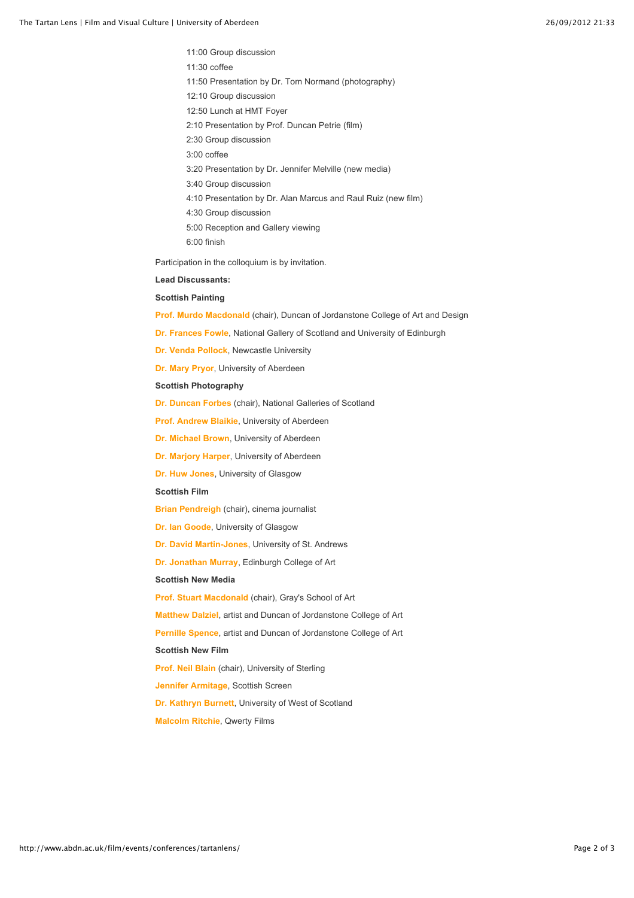11:00 Group discussion

11:30 coffee

11:50 Presentation by Dr. Tom Normand (photography)

12:10 Group discussion

12:50 Lunch at HMT Foyer

2:10 Presentation by Prof. Duncan Petrie (film)

2:30 Group discussion

3:00 coffee

3:20 Presentation by Dr. Jennifer Melville (new media)

3:40 Group discussion

4:10 Presentation by Dr. Alan Marcus and Raul Ruiz (new film)

4:30 Group discussion

5:00 Reception and Gallery viewing

6:00 finish

Participation in the colloquium is by invitation.

**Lead Discussants:**

**Scottish Painting**

**Prof. Murdo Macdonald** (chair), Duncan of Jordanstone College of Art and Design

**Dr. Frances Fowle**, National Gallery of Scotland and University of Edinburgh

**Dr. Venda Pollock**, Newcastle University

**Dr. Mary Pryor**, University of Aberdeen

**Scottish Photography**

**Dr. Duncan Forbes** (chair), National Galleries of Scotland

**Prof. Andrew Blaikie**, University of Aberdeen

**Dr. Michael Brown**, University of Aberdeen

**Dr. Marjory Harper**, University of Aberdeen

**Dr. Huw Jones**, University of Glasgow

**Scottish Film**

**Brian Pendreigh** (chair), cinema journalist

**Dr. Ian Goode**, University of Glasgow

**Dr. David Martin-Jones**, University of St. Andrews

**Dr. Jonathan Murray**, Edinburgh College of Art

**Scottish New Media**

**Prof. Stuart Macdonald** (chair), Gray's School of Art

**Matthew Dalziel**, artist and Duncan of Jordanstone College of Art

**Pernille Spence**, artist and Duncan of Jordanstone College of Art

**Scottish New Film**

**Prof. Neil Blain** (chair), University of Sterling

**Jennifer Armitage**, Scottish Screen

**Dr. Kathryn Burnett**, University of West of Scotland

**Malcolm Ritchie**, Qwerty Films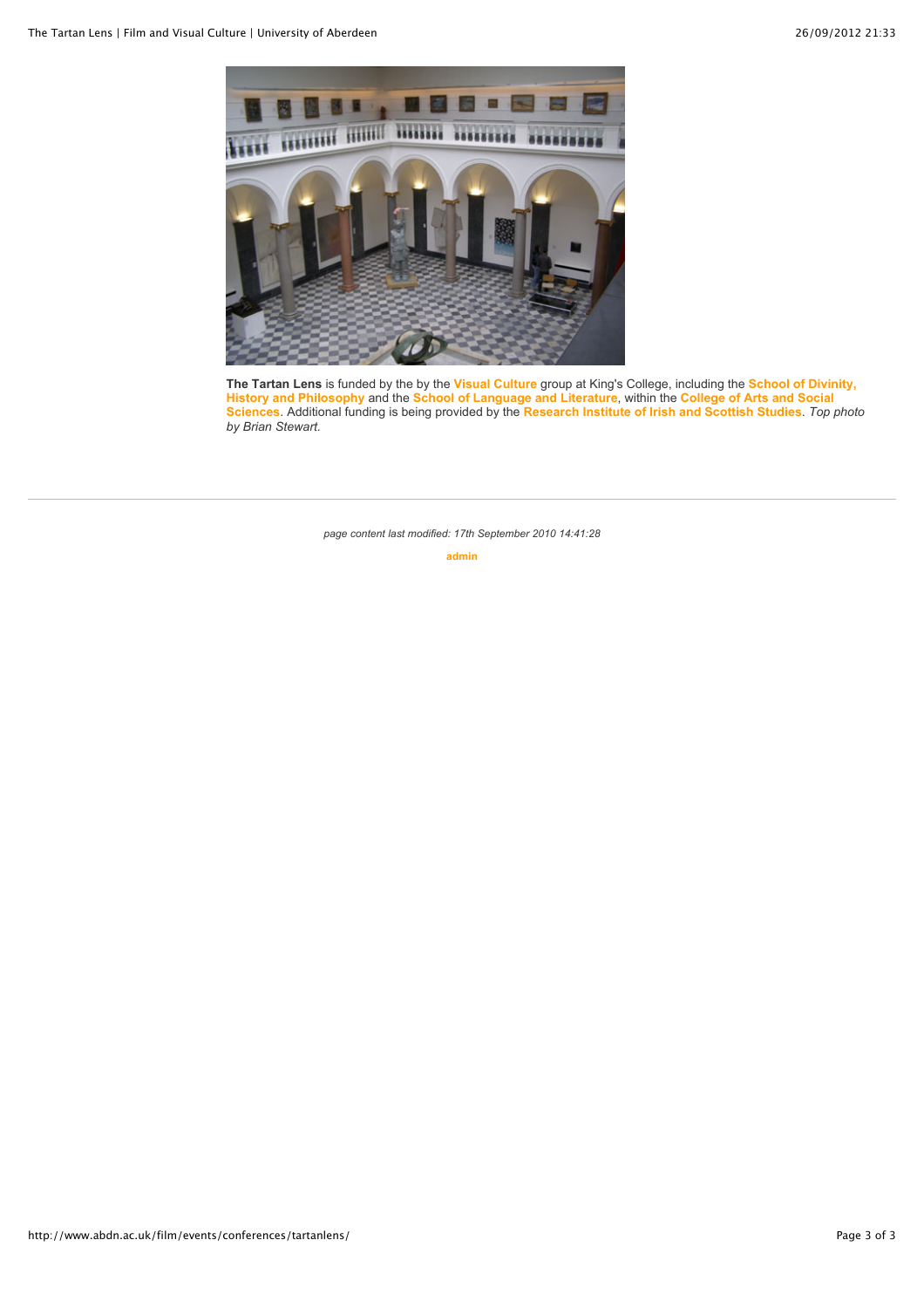**The Tartan Lens** is funded by the by the **Visual Culture** group at King's College, including the **School of Divinity, History and Philosophy** and the **School of Language and Literature**, within the **College of Arts and Social Sciences**. Additional funding is being provided by the **Research Institute of Irish and Scottish Studies**. *Top photo by Brian Stewart.*

---

*page content last modified: 17th September 2010 14:41:28*

**admin**